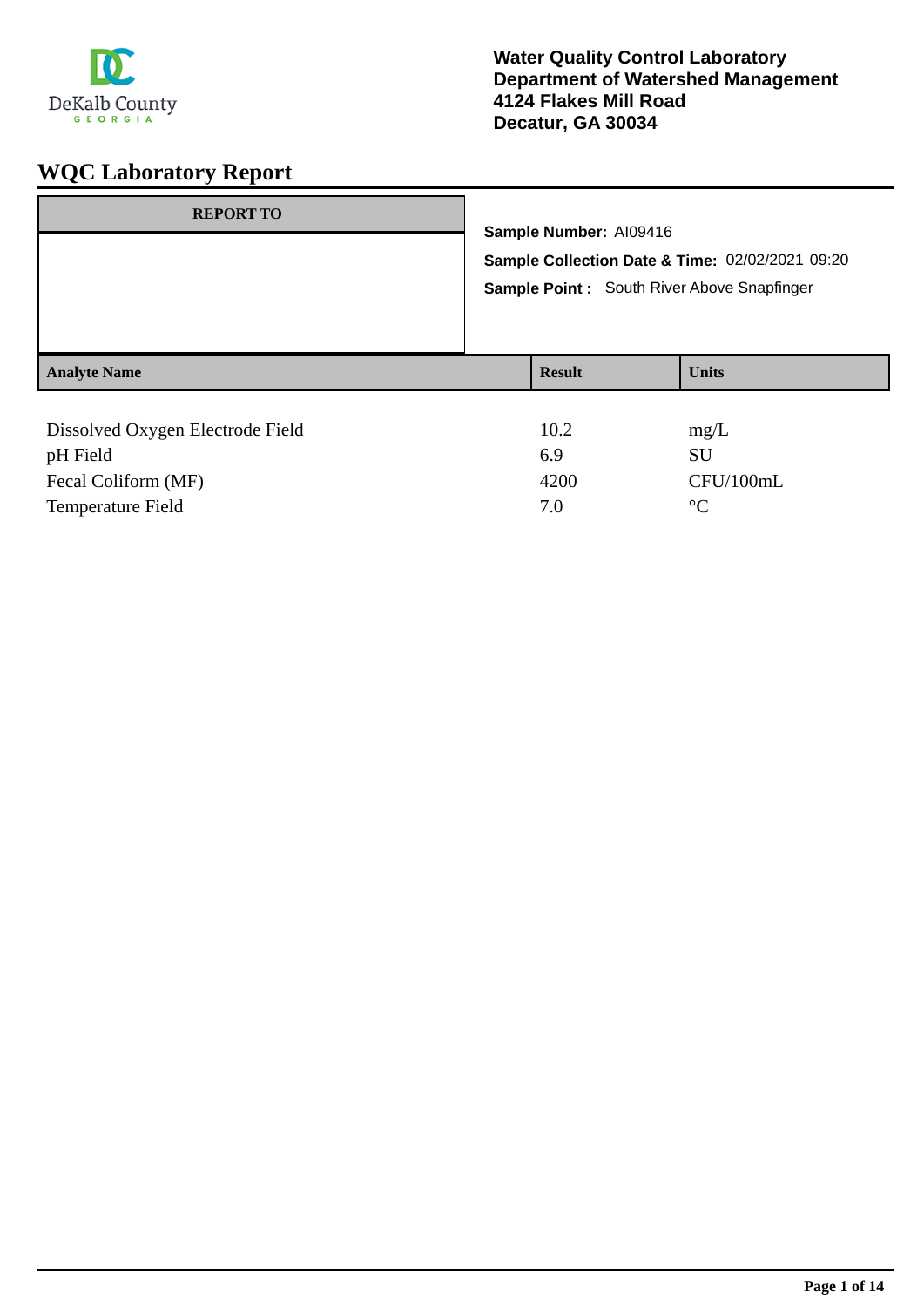**Water Quality Control Laboratory**
**Department of Watershed Management**
**4124 Flakes Mill Road**
**Decatur, GA 30034**

# WQC Laboratory Report

| REPORT TO |
| --- |
| |

**Sample Number:** AI09416

**Sample Collection Date & Time:** 02/02/2021 09:20

**Sample Point :** South River Above Snapfinger

| Analyte Name | Result | Units |
| --- | --- | --- |
| Dissolved Oxygen Electrode Field | 10.2 | mg/L |
| pH Field | 6.9 | SU |
| Fecal Coliform (MF) | 4200 | CFU/100mL |
| Temperature Field | 7.0 | °C |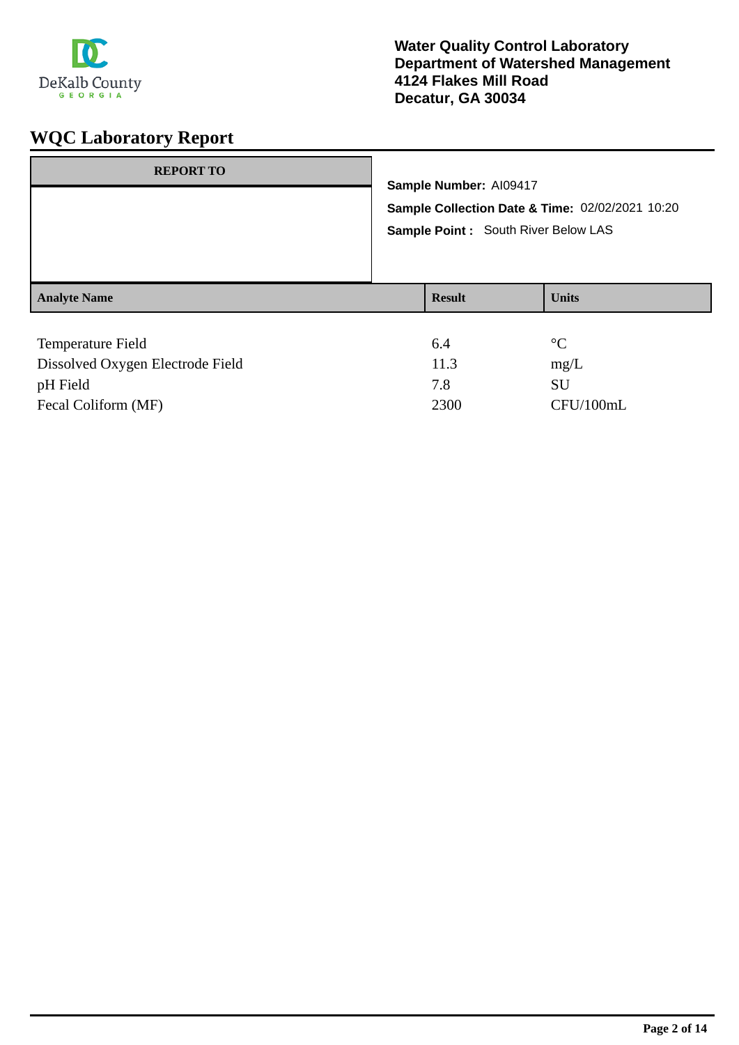**Water Quality Control Laboratory**
**Department of Watershed Management**
**4124 Flakes Mill Road**
**Decatur, GA 30034**

# WQC Laboratory Report

| REPORT TO |
|---|
| |

**Sample Number:** AI09417

**Sample Collection Date & Time:** 02/02/2021 10:20

**Sample Point :** South River Below LAS

| Analyte Name | Result | Units |
|---|---|---|
| Temperature Field | 6.4 | °C |
| Dissolved Oxygen Electrode Field | 11.3 | mg/L |
| pH Field | 7.8 | SU |
| Fecal Coliform (MF) | 2300 | CFU/100mL |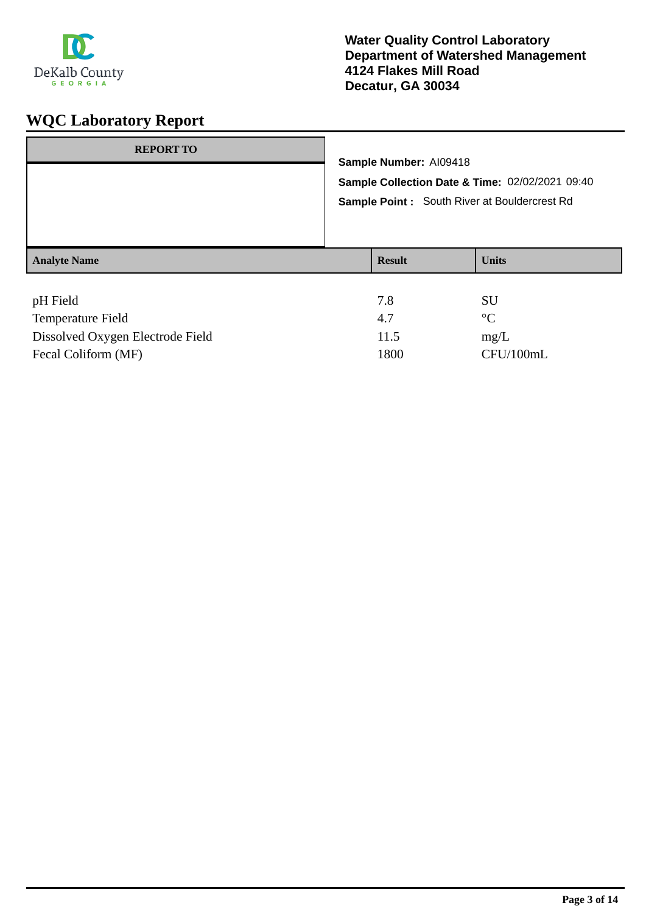Water Quality Control Laboratory
Department of Watershed Management
4124 Flakes Mill Road
Decatur, GA 30034

# WQC Laboratory Report

| REPORT TO |
| --- |
| |

**Sample Number:** AI09418

**Sample Collection Date & Time:** 02/02/2021 09:40

**Sample Point :** South River at Bouldercrest Rd

| Analyte Name | Result | Units |
| --- | --- | --- |
| pH Field | 7.8 | SU |
| Temperature Field | 4.7 | °C |
| Dissolved Oxygen Electrode Field | 11.5 | mg/L |
| Fecal Coliform (MF) | 1800 | CFU/100mL |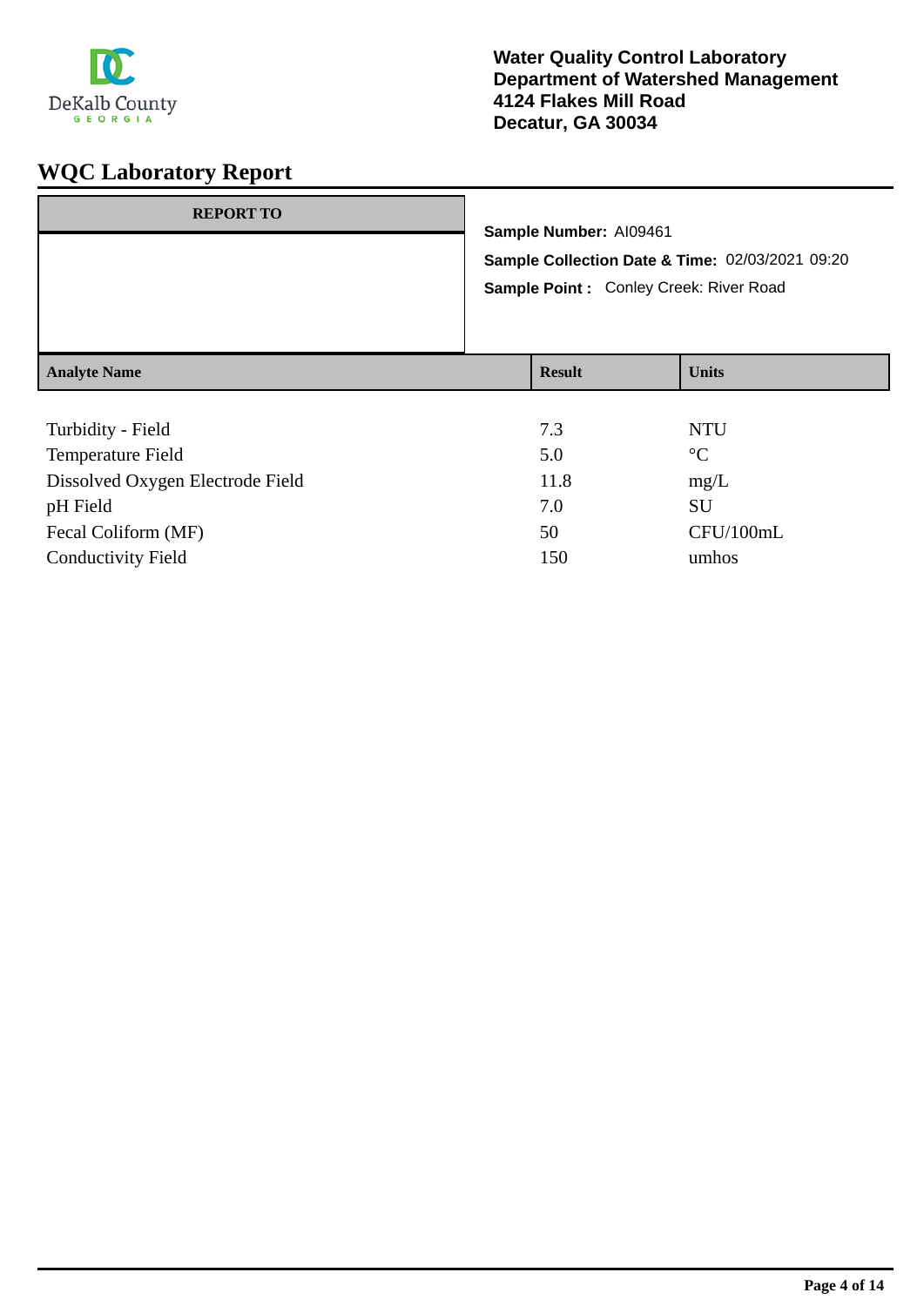DeKalb County
GEORGIA

**Water Quality Control Laboratory**
**Department of Watershed Management**
**4124 Flakes Mill Road**
**Decatur, GA 30034**

# WQC Laboratory Report

| REPORT TO |
|---|
| |

**Sample Number:** AI09461
**Sample Collection Date & Time:** 02/03/2021 09:20
**Sample Point :** Conley Creek: River Road

| Analyte Name | Result | Units |
|---|---|---|
| Turbidity - Field | 7.3 | NTU |
| Temperature Field | 5.0 | °C |
| Dissolved Oxygen Electrode Field | 11.8 | mg/L |
| pH Field | 7.0 | SU |
| Fecal Coliform (MF) | 50 | CFU/100mL |
| Conductivity Field | 150 | umhos |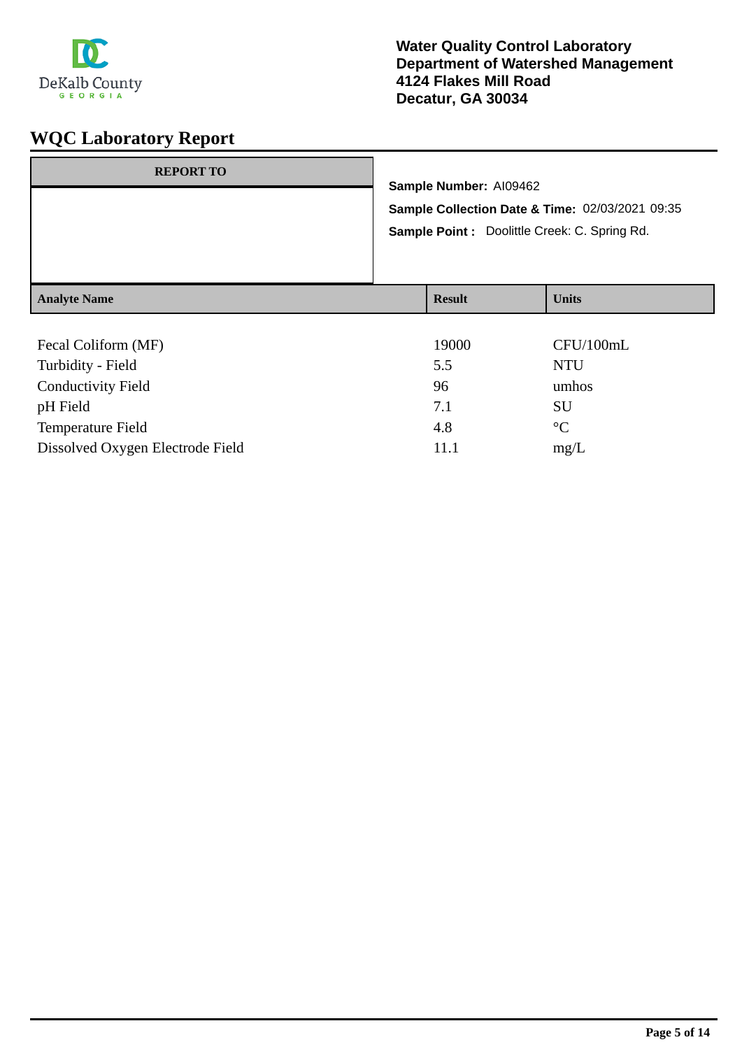DeKalb County
GEORGIA

**Water Quality Control Laboratory**
**Department of Watershed Management**
**4124 Flakes Mill Road**
**Decatur, GA 30034**

# WQC Laboratory Report

| REPORT TO |
| --- |
| |

**Sample Number:** AI09462

**Sample Collection Date & Time:** 02/03/2021 09:35

**Sample Point :** Doolittle Creek: C. Spring Rd.

| Analyte Name | Result | Units |
| --- | --- | --- |
| Fecal Coliform (MF) | 19000 | CFU/100mL |
| Turbidity - Field | 5.5 | NTU |
| Conductivity Field | 96 | umhos |
| pH Field | 7.1 | SU |
| Temperature Field | 4.8 | °C |
| Dissolved Oxygen Electrode Field | 11.1 | mg/L |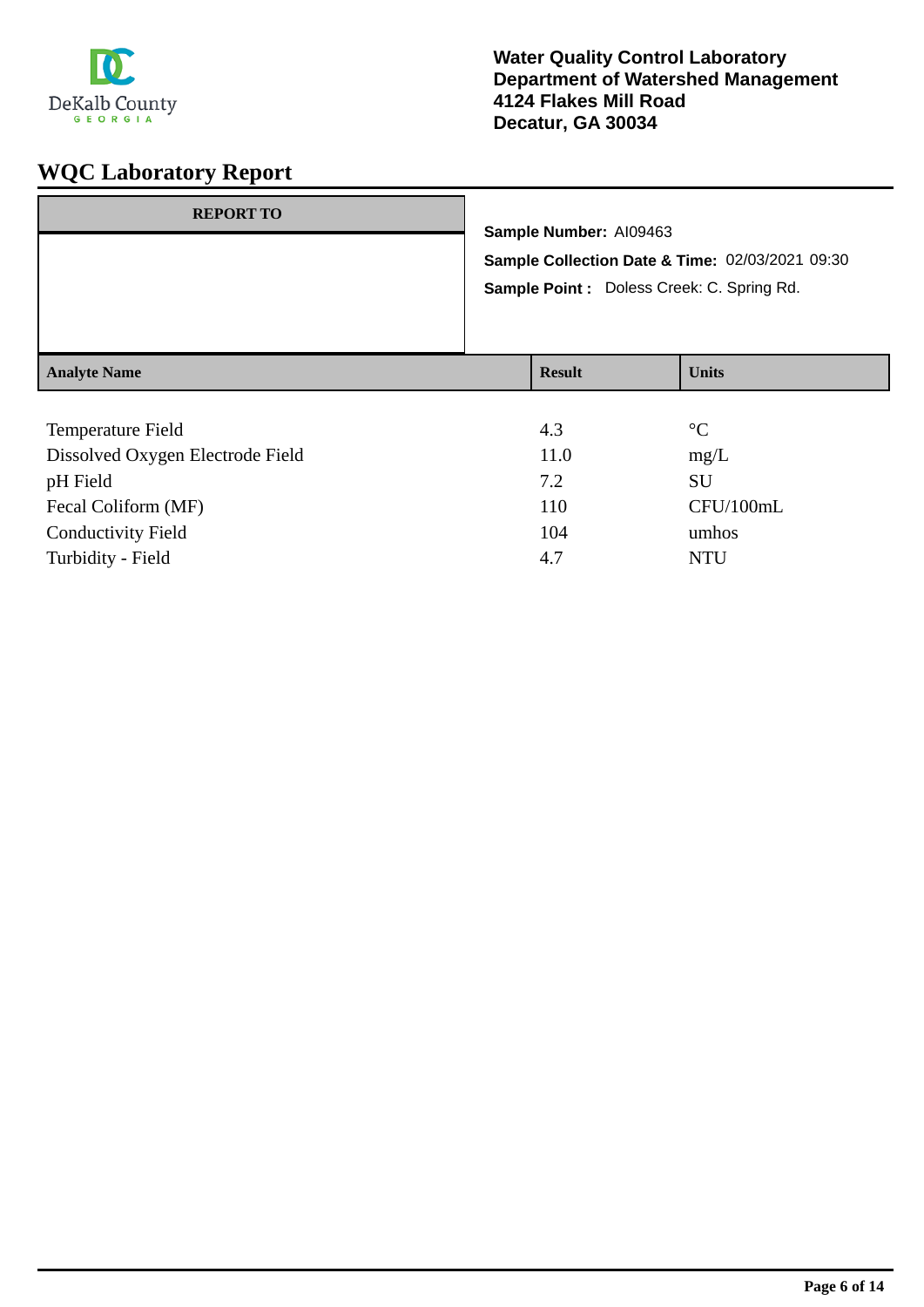DeKalb County
GEORGIA

**Water Quality Control Laboratory**
**Department of Watershed Management**
**4124 Flakes Mill Road**
**Decatur, GA 30034**

# WQC Laboratory Report

| REPORT TO |
| --- |
| |

**Sample Number:** AI09463

**Sample Collection Date & Time:** 02/03/2021 09:30

**Sample Point :** Doless Creek: C. Spring Rd.

| Analyte Name | Result | Units |
| --- | --- | --- |
| Temperature Field | 4.3 | °C |
| Dissolved Oxygen Electrode Field | 11.0 | mg/L |
| pH Field | 7.2 | SU |
| Fecal Coliform (MF) | 110 | CFU/100mL |
| Conductivity Field | 104 | umhos |
| Turbidity - Field | 4.7 | NTU |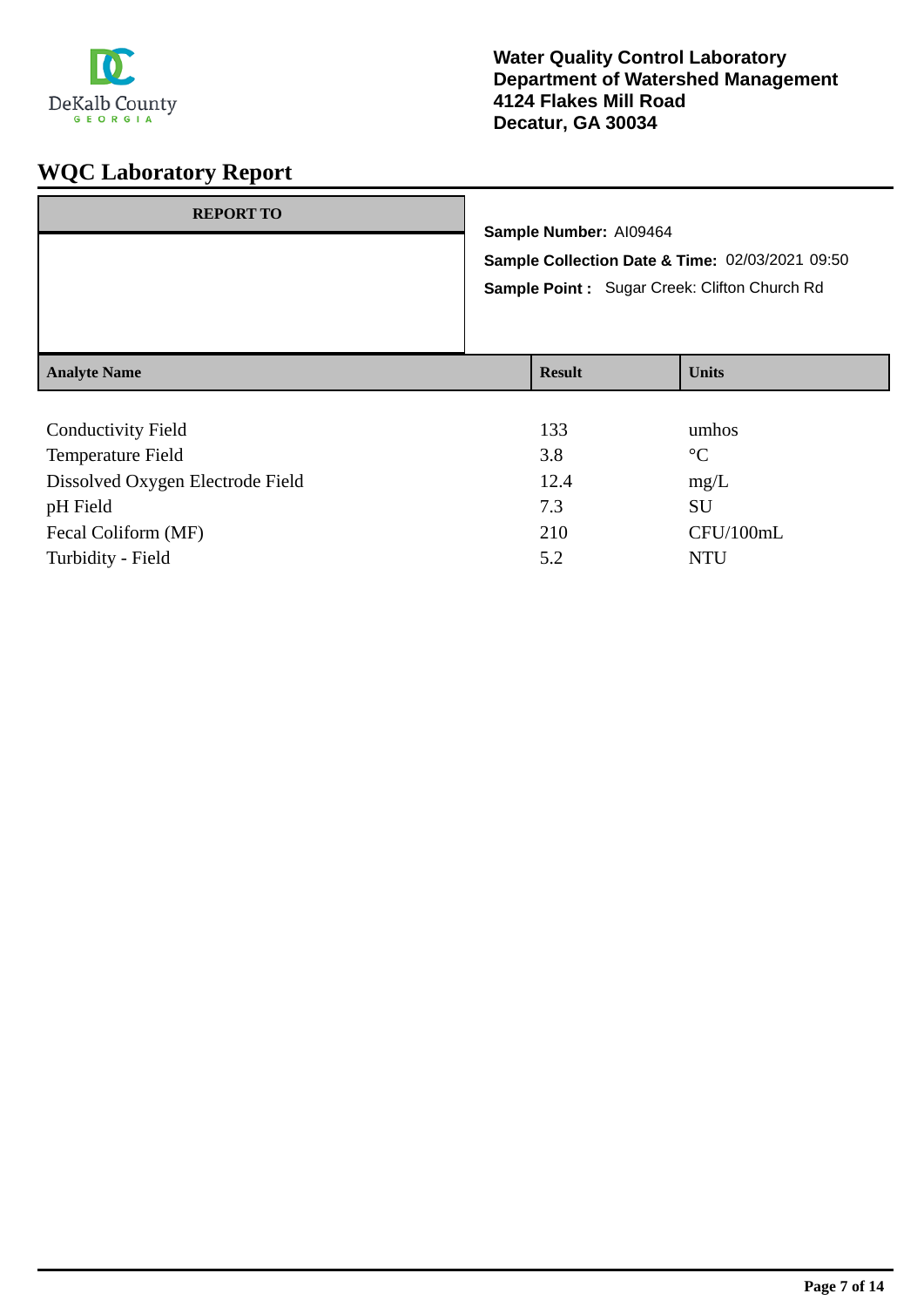DeKalb County
GEORGIA

**Water Quality Control Laboratory**
**Department of Watershed Management**
**4124 Flakes Mill Road**
**Decatur, GA 30034**

# WQC Laboratory Report

| REPORT TO |
| --- |
| |

**Sample Number:** AI09464

**Sample Collection Date & Time:** 02/03/2021 09:50

**Sample Point :** Sugar Creek: Clifton Church Rd

| Analyte Name | Result | Units |
| --- | --- | --- |
| Conductivity Field | 133 | umhos |
| Temperature Field | 3.8 | °C |
| Dissolved Oxygen Electrode Field | 12.4 | mg/L |
| pH Field | 7.3 | SU |
| Fecal Coliform (MF) | 210 | CFU/100mL |
| Turbidity - Field | 5.2 | NTU |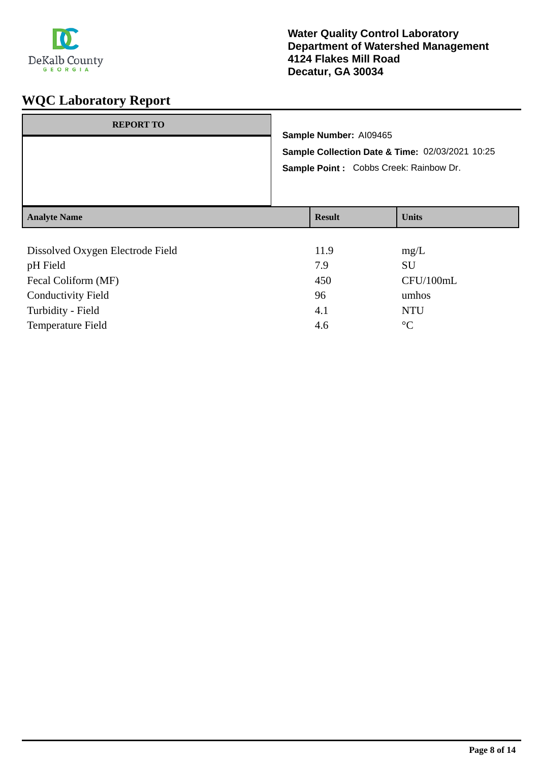DeKalb County
GEORGIA

**Water Quality Control Laboratory**
**Department of Watershed Management**
**4124 Flakes Mill Road**
**Decatur, GA 30034**

# WQC Laboratory Report

| REPORT TO |
|---|
| |

**Sample Number:** AI09465

**Sample Collection Date & Time:** 02/03/2021 10:25

**Sample Point :** Cobbs Creek: Rainbow Dr.

| Analyte Name | Result | Units |
|---|---|---|
| Dissolved Oxygen Electrode Field | 11.9 | mg/L |
| pH Field | 7.9 | SU |
| Fecal Coliform (MF) | 450 | CFU/100mL |
| Conductivity Field | 96 | umhos |
| Turbidity - Field | 4.1 | NTU |
| Temperature Field | 4.6 | °C |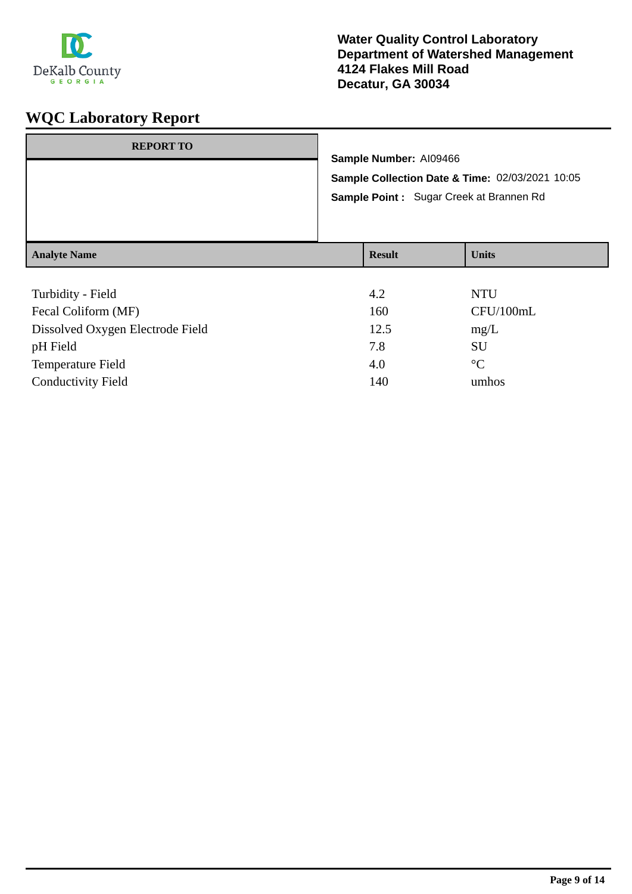**Water Quality Control Laboratory**
**Department of Watershed Management**
**4124 Flakes Mill Road**
**Decatur, GA 30034**

# WQC Laboratory Report

| REPORT TO |
| --- |
| |

**Sample Number:** AI09466

**Sample Collection Date & Time:** 02/03/2021 10:05

**Sample Point :** Sugar Creek at Brannen Rd

| Analyte Name | Result | Units |
| --- | --- | --- |
| Turbidity - Field | 4.2 | NTU |
| Fecal Coliform (MF) | 160 | CFU/100mL |
| Dissolved Oxygen Electrode Field | 12.5 | mg/L |
| pH Field | 7.8 | SU |
| Temperature Field | 4.0 | °C |
| Conductivity Field | 140 | umhos |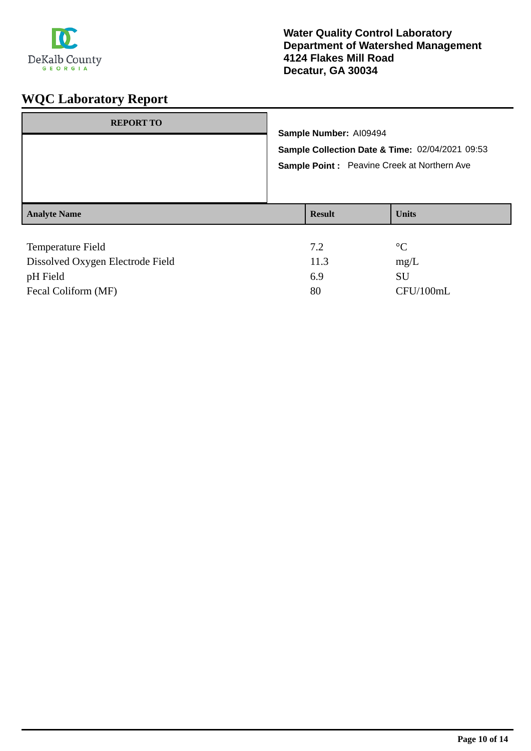DeKalb County
GEORGIA

**Water Quality Control Laboratory**
**Department of Watershed Management**
**4124 Flakes Mill Road**
**Decatur, GA 30034**

# WQC Laboratory Report

| REPORT TO |
| --- |
| |

**Sample Number:** AI09494

**Sample Collection Date & Time:** 02/04/2021 09:53

**Sample Point :** Peavine Creek at Northern Ave

| Analyte Name | Result | Units |
| --- | --- | --- |
| Temperature Field | 7.2 | °C |
| Dissolved Oxygen Electrode Field | 11.3 | mg/L |
| pH Field | 6.9 | SU |
| Fecal Coliform (MF) | 80 | CFU/100mL |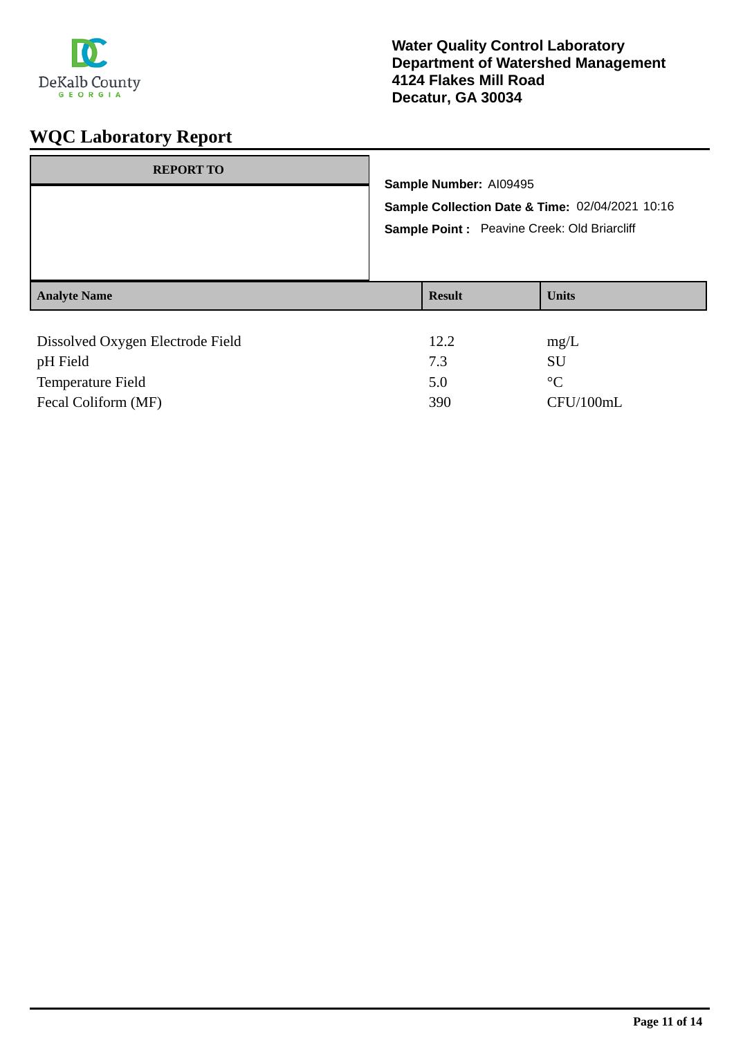DeKalb County
GEORGIA

**Water Quality Control Laboratory**
**Department of Watershed Management**
**4124 Flakes Mill Road**
**Decatur, GA 30034**

# WQC Laboratory Report

| REPORT TO |
|---|
| |

**Sample Number:** AI09495

**Sample Collection Date & Time:** 02/04/2021 10:16

**Sample Point :** Peavine Creek: Old Briarcliff

| Analyte Name | Result | Units |
|---|---|---|
| Dissolved Oxygen Electrode Field | 12.2 | mg/L |
| pH Field | 7.3 | SU |
| Temperature Field | 5.0 | °C |
| Fecal Coliform (MF) | 390 | CFU/100mL |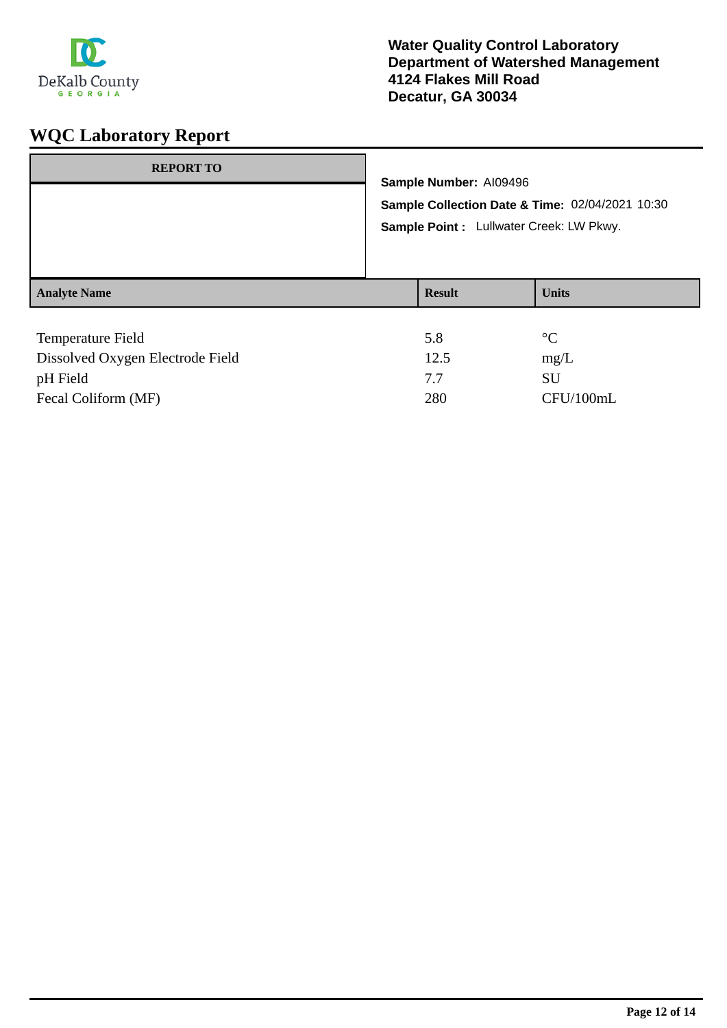DeKalb County
GEORGIA

**Water Quality Control Laboratory**
**Department of Watershed Management**
**4124 Flakes Mill Road**
**Decatur, GA 30034**

# WQC Laboratory Report

| REPORT TO |
| --- |
| |

**Sample Number:** AI09496

**Sample Collection Date & Time:** 02/04/2021 10:30

**Sample Point :** Lullwater Creek: LW Pkwy.

| Analyte Name | Result | Units |
| --- | --- | --- |
| Temperature Field | 5.8 | °C |
| Dissolved Oxygen Electrode Field | 12.5 | mg/L |
| pH Field | 7.7 | SU |
| Fecal Coliform (MF) | 280 | CFU/100mL |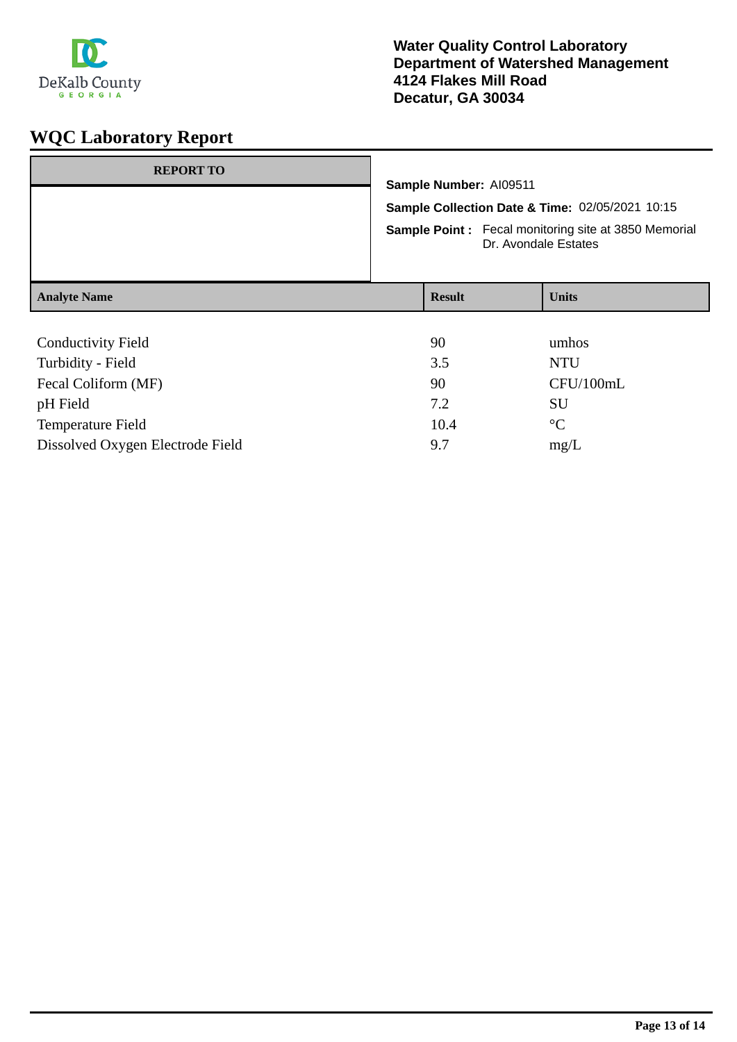DeKalb County
GEORGIA

**Water Quality Control Laboratory**
**Department of Watershed Management**
**4124 Flakes Mill Road**
**Decatur, GA 30034**

# WQC Laboratory Report

| REPORT TO |
|---|
| |

**Sample Number:** AI09511

**Sample Collection Date & Time:** 02/05/2021 10:15

**Sample Point :** Fecal monitoring site at 3850 Memorial Dr. Avondale Estates

| Analyte Name | Result | Units |
|---|---|---|
| Conductivity Field | 90 | umhos |
| Turbidity - Field | 3.5 | NTU |
| Fecal Coliform (MF) | 90 | CFU/100mL |
| pH Field | 7.2 | SU |
| Temperature Field | 10.4 | °C |
| Dissolved Oxygen Electrode Field | 9.7 | mg/L |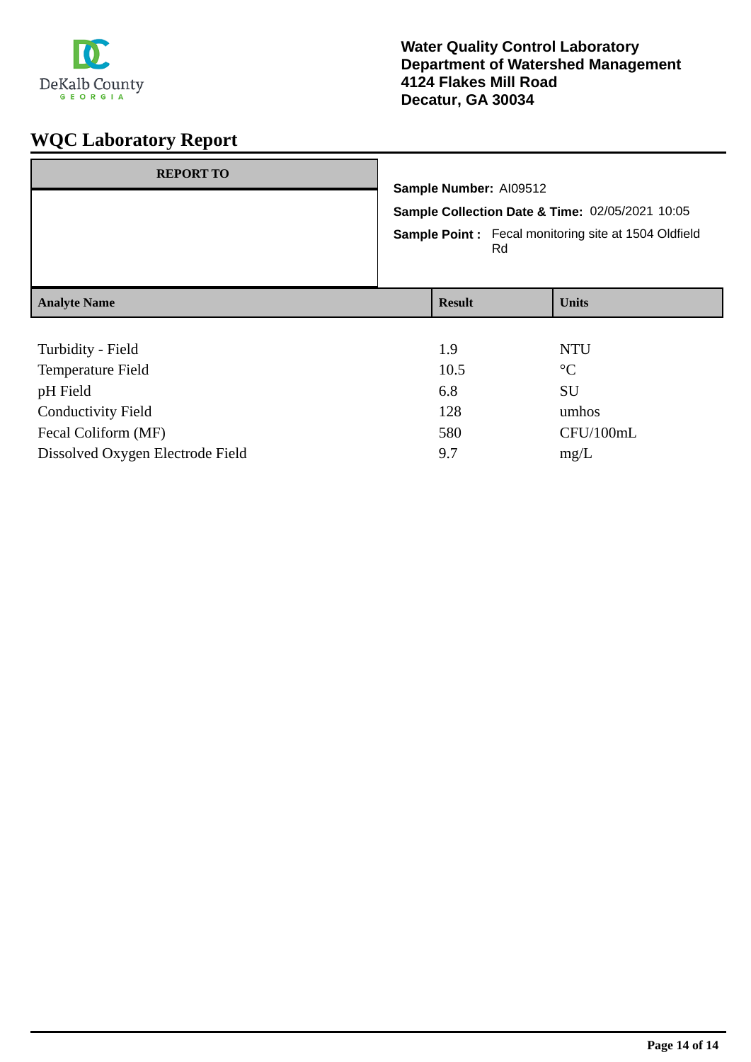**Water Quality Control Laboratory**
**Department of Watershed Management**
**4124 Flakes Mill Road**
**Decatur, GA 30034**

# WQC Laboratory Report

**REPORT TO**

**Sample Number:** AI09512

**Sample Collection Date & Time:** 02/05/2021 10:05

**Sample Point :** Fecal monitoring site at 1504 Oldfield Rd

| Analyte Name | Result | Units |
|---|---|---|
| Turbidity - Field | 1.9 | NTU |
| Temperature Field | 10.5 | °C |
| pH Field | 6.8 | SU |
| Conductivity Field | 128 | umhos |
| Fecal Coliform (MF) | 580 | CFU/100mL |
| Dissolved Oxygen Electrode Field | 9.7 | mg/L |